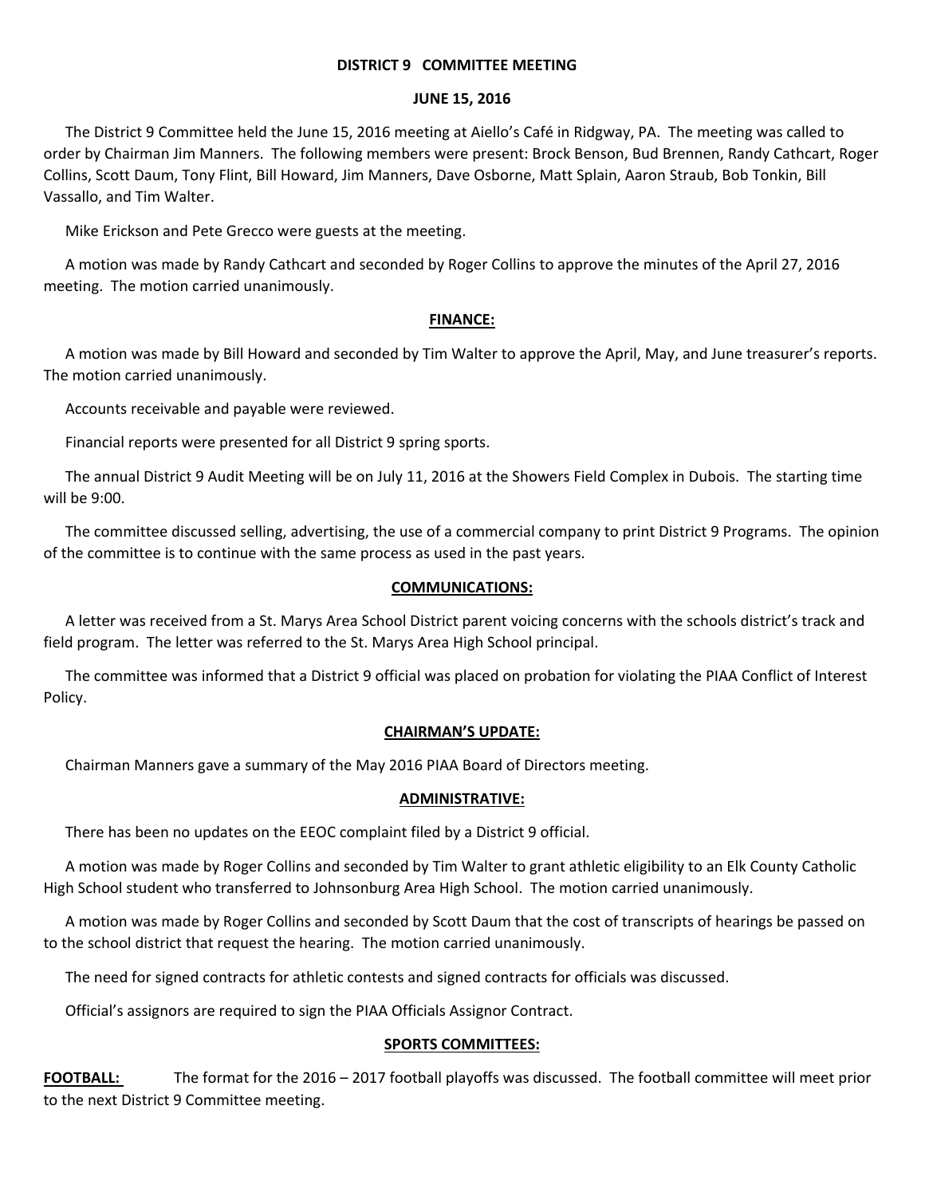# DISTRICT 9 COMMITTEE MEETING

## JUNE 15, 2016

The District 9 Committee held the June 15, 2016 meeting at Aiello's Café in Ridgway, PA. The meeting was called to order by Chairman Jim Manners. The following members were present: Brock Benson, Bud Brennen, Randy Cathcart, Roger Collins, Scott Daum, Tony Flint, Bill Howard, Jim Manners, Dave Osborne, Matt Splain, Aaron Straub, Bob Tonkin, Bill Vassallo, and Tim Walter.

Mike Erickson and Pete Grecco were guests at the meeting.

A motion was made by Randy Cathcart and seconded by Roger Collins to approve the minutes of the April 27, 2016 meeting. The motion carried unanimously.

### FINANCE:

A motion was made by Bill Howard and seconded by Tim Walter to approve the April, May, and June treasurer's reports. The motion carried unanimously.

Accounts receivable and payable were reviewed.

Financial reports were presented for all District 9 spring sports.

The annual District 9 Audit Meeting will be on July 11, 2016 at the Showers Field Complex in Dubois. The starting time will be 9:00.

The committee discussed selling, advertising, the use of a commercial company to print District 9 Programs. The opinion of the committee is to continue with the same process as used in the past years.

### COMMUNICATIONS:

A letter was received from a St. Marys Area School District parent voicing concerns with the schools district's track and field program. The letter was referred to the St. Marys Area High School principal.

The committee was informed that a District 9 official was placed on probation for violating the PIAA Conflict of Interest Policy.

### CHAIRMAN'S UPDATE:

Chairman Manners gave a summary of the May 2016 PIAA Board of Directors meeting.

### ADMINISTRATIVE:

There has been no updates on the EEOC complaint filed by a District 9 official.

A motion was made by Roger Collins and seconded by Tim Walter to grant athletic eligibility to an Elk County Catholic High School student who transferred to Johnsonburg Area High School. The motion carried unanimously.

A motion was made by Roger Collins and seconded by Scott Daum that the cost of transcripts of hearings be passed on to the school district that request the hearing. The motion carried unanimously.

The need for signed contracts for athletic contests and signed contracts for officials was discussed.

Official's assignors are required to sign the PIAA Officials Assignor Contract.

### SPORTS COMMITTEES:

**FOOTBALL:** The format for the 2016 – 2017 football playoffs was discussed. The football committee will meet prior to the next District 9 Committee meeting.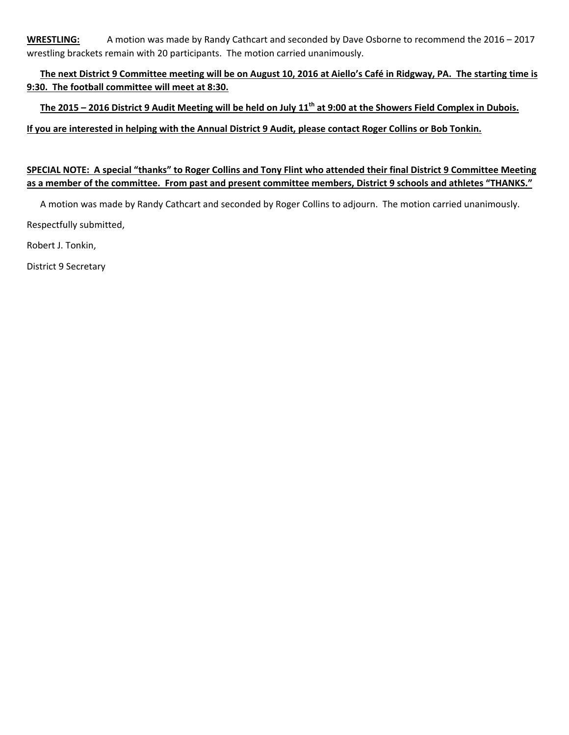**WRESTLING:** A motion was made by Randy Cathcart and seconded by Dave Osborne to recommend the 2016 – 2017 wrestling brackets remain with 20 participants. The motion carried unanimously.

**The next District 9 Committee meeting will be on August 10, 2016 at Aiello's Café in Ridgway, PA. The starting time is 9:30. The football committee will meet at 8:30.**

**The 2015 – 2016 District 9 Audit Meeting will be held on July 11th at 9:00 at the Showers Field Complex in Dubois.**

**If you are interested in helping with the Annual District 9 Audit, please contact Roger Collins or Bob Tonkin.**

**SPECIAL NOTE: A special "thanks" to Roger Collins and Tony Flint who attended their final District 9 Committee Meeting as a member of the committee. From past and present committee members, District 9 schools and athletes "THANKS."**

A motion was made by Randy Cathcart and seconded by Roger Collins to adjourn. The motion carried unanimously.

Respectfully submitted,

Robert J. Tonkin,

District 9 Secretary